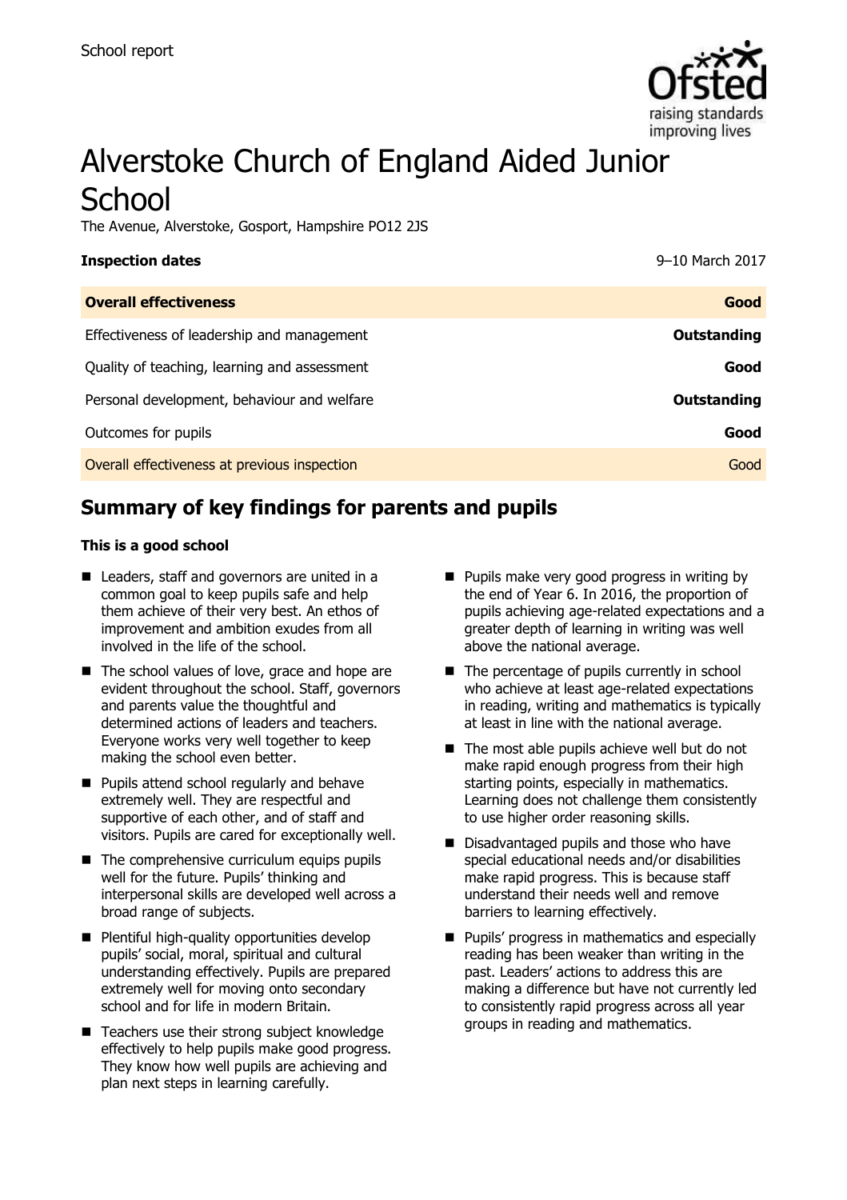School report

# Alverstoke Church of England Aided Junior School

The Avenue, Alverstoke, Gosport, Hampshire PO12 2JS

| **Inspection dates** | 9–10 March 2017 |
| --- | --- |
| **Overall effectiveness** | **Good** |
| Effectiveness of leadership and management | **Outstanding** |
| Quality of teaching, learning and assessment | **Good** |
| Personal development, behaviour and welfare | **Outstanding** |
| Outcomes for pupils | **Good** |
| Overall effectiveness at previous inspection | Good |

## Summary of key findings for parents and pupils

**This is a good school**

- Leaders, staff and governors are united in a common goal to keep pupils safe and help them achieve of their very best. An ethos of improvement and ambition exudes from all involved in the life of the school.
- The school values of love, grace and hope are evident throughout the school. Staff, governors and parents value the thoughtful and determined actions of leaders and teachers. Everyone works very well together to keep making the school even better.
- Pupils attend school regularly and behave extremely well. They are respectful and supportive of each other, and of staff and visitors. Pupils are cared for exceptionally well.
- The comprehensive curriculum equips pupils well for the future. Pupils' thinking and interpersonal skills are developed well across a broad range of subjects.
- Plentiful high-quality opportunities develop pupils' social, moral, spiritual and cultural understanding effectively. Pupils are prepared extremely well for moving onto secondary school and for life in modern Britain.
- Teachers use their strong subject knowledge effectively to help pupils make good progress. They know how well pupils are achieving and plan next steps in learning carefully.
- Pupils make very good progress in writing by the end of Year 6. In 2016, the proportion of pupils achieving age-related expectations and a greater depth of learning in writing was well above the national average.
- The percentage of pupils currently in school who achieve at least age-related expectations in reading, writing and mathematics is typically at least in line with the national average.
- The most able pupils achieve well but do not make rapid enough progress from their high starting points, especially in mathematics. Learning does not challenge them consistently to use higher order reasoning skills.
- Disadvantaged pupils and those who have special educational needs and/or disabilities make rapid progress. This is because staff understand their needs well and remove barriers to learning effectively.
- Pupils' progress in mathematics and especially reading has been weaker than writing in the past. Leaders' actions to address this are making a difference but have not currently led to consistently rapid progress across all year groups in reading and mathematics.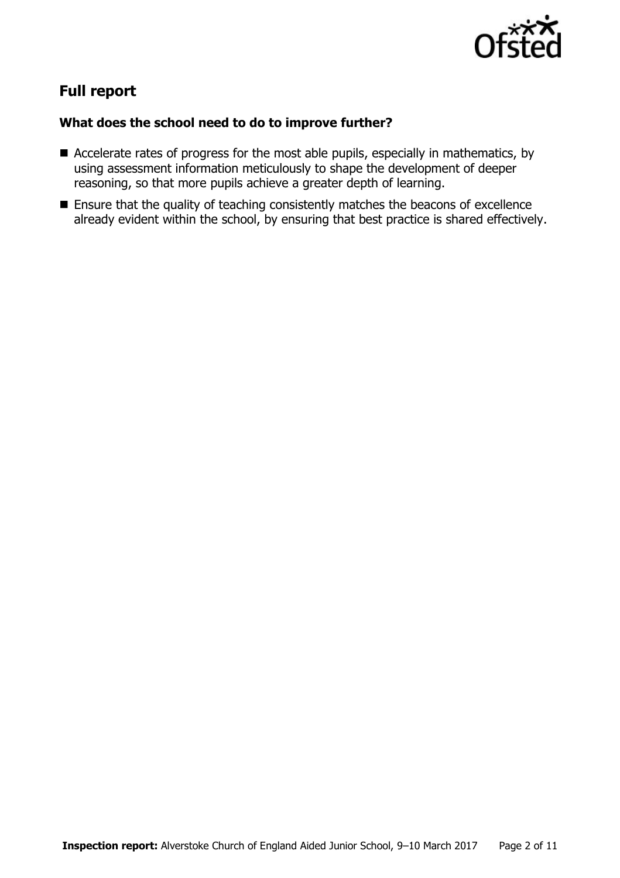## Full report

### What does the school need to do to improve further?

- Accelerate rates of progress for the most able pupils, especially in mathematics, by using assessment information meticulously to shape the development of deeper reasoning, so that more pupils achieve a greater depth of learning.
- Ensure that the quality of teaching consistently matches the beacons of excellence already evident within the school, by ensuring that best practice is shared effectively.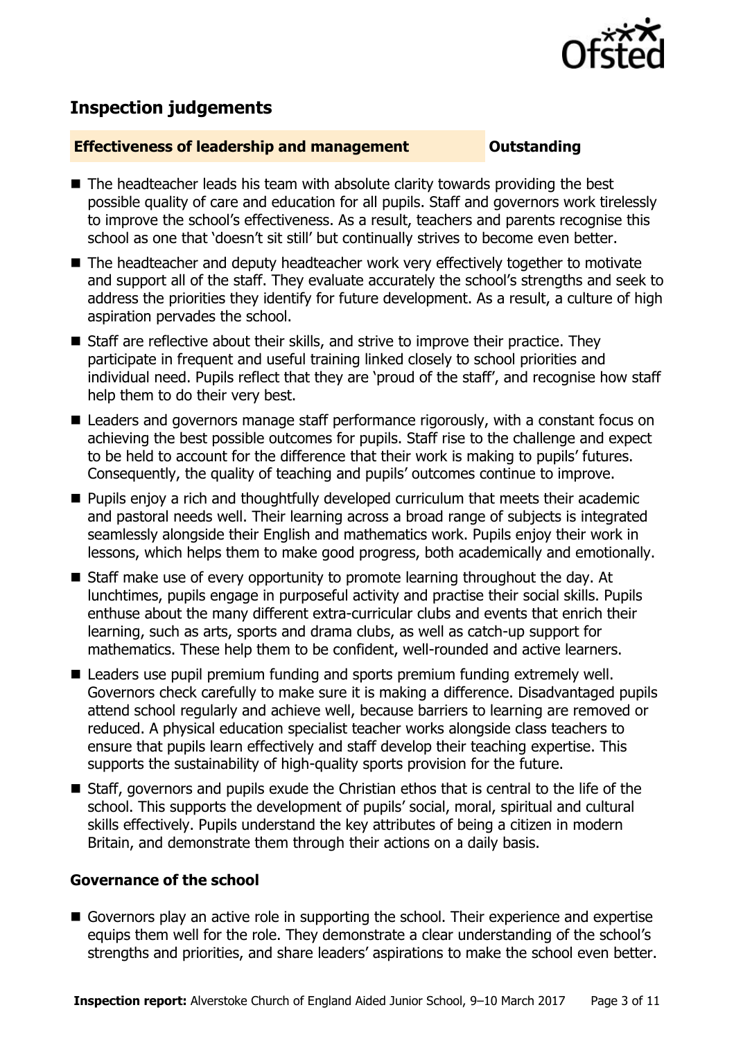## Inspection judgements

**Effectiveness of leadership and management** **Outstanding**

- The headteacher leads his team with absolute clarity towards providing the best possible quality of care and education for all pupils. Staff and governors work tirelessly to improve the school's effectiveness. As a result, teachers and parents recognise this school as one that 'doesn't sit still' but continually strives to become even better.
- The headteacher and deputy headteacher work very effectively together to motivate and support all of the staff. They evaluate accurately the school's strengths and seek to address the priorities they identify for future development. As a result, a culture of high aspiration pervades the school.
- Staff are reflective about their skills, and strive to improve their practice. They participate in frequent and useful training linked closely to school priorities and individual need. Pupils reflect that they are 'proud of the staff', and recognise how staff help them to do their very best.
- Leaders and governors manage staff performance rigorously, with a constant focus on achieving the best possible outcomes for pupils. Staff rise to the challenge and expect to be held to account for the difference that their work is making to pupils' futures. Consequently, the quality of teaching and pupils' outcomes continue to improve.
- Pupils enjoy a rich and thoughtfully developed curriculum that meets their academic and pastoral needs well. Their learning across a broad range of subjects is integrated seamlessly alongside their English and mathematics work. Pupils enjoy their work in lessons, which helps them to make good progress, both academically and emotionally.
- Staff make use of every opportunity to promote learning throughout the day. At lunchtimes, pupils engage in purposeful activity and practise their social skills. Pupils enthuse about the many different extra-curricular clubs and events that enrich their learning, such as arts, sports and drama clubs, as well as catch-up support for mathematics. These help them to be confident, well-rounded and active learners.
- Leaders use pupil premium funding and sports premium funding extremely well. Governors check carefully to make sure it is making a difference. Disadvantaged pupils attend school regularly and achieve well, because barriers to learning are removed or reduced. A physical education specialist teacher works alongside class teachers to ensure that pupils learn effectively and staff develop their teaching expertise. This supports the sustainability of high-quality sports provision for the future.
- Staff, governors and pupils exude the Christian ethos that is central to the life of the school. This supports the development of pupils' social, moral, spiritual and cultural skills effectively. Pupils understand the key attributes of being a citizen in modern Britain, and demonstrate them through their actions on a daily basis.

### Governance of the school

- Governors play an active role in supporting the school. Their experience and expertise equips them well for the role. They demonstrate a clear understanding of the school's strengths and priorities, and share leaders' aspirations to make the school even better.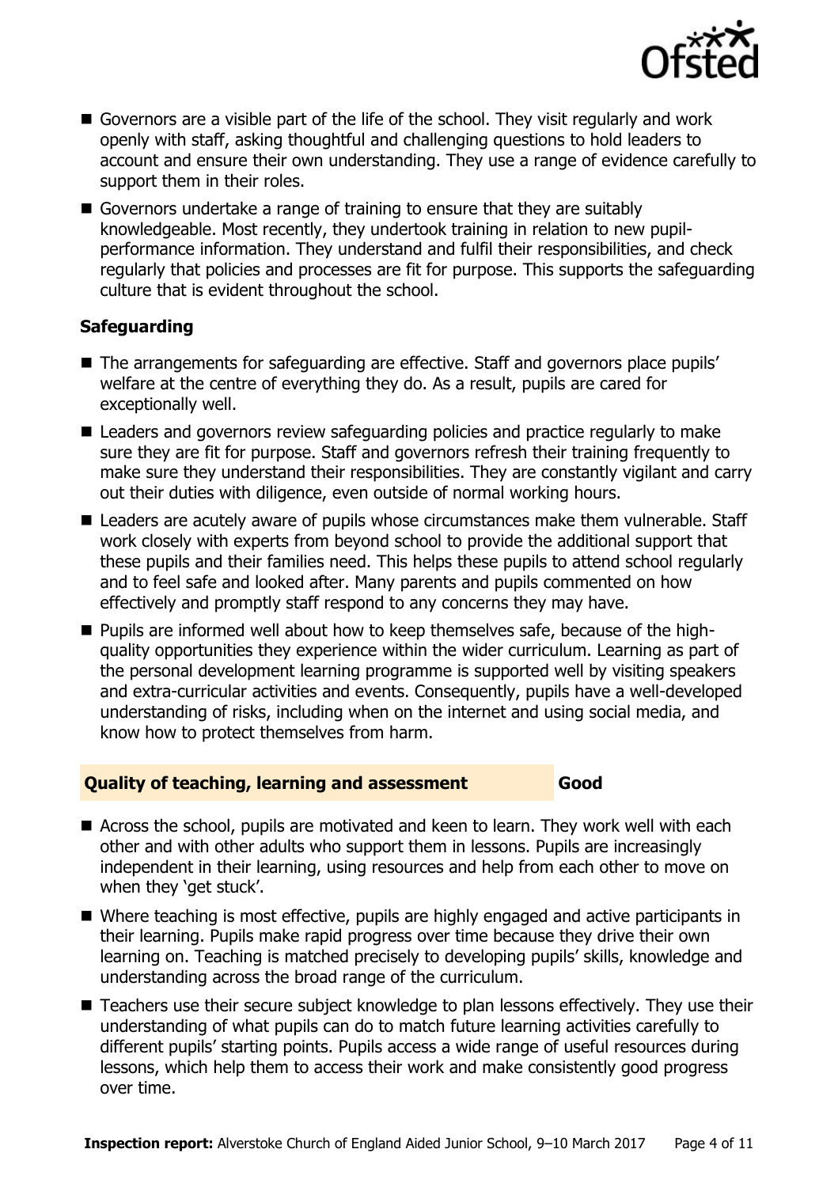- Governors are a visible part of the life of the school. They visit regularly and work openly with staff, asking thoughtful and challenging questions to hold leaders to account and ensure their own understanding. They use a range of evidence carefully to support them in their roles.
- Governors undertake a range of training to ensure that they are suitably knowledgeable. Most recently, they undertook training in relation to new pupil-performance information. They understand and fulfil their responsibilities, and check regularly that policies and processes are fit for purpose. This supports the safeguarding culture that is evident throughout the school.

### Safeguarding

- The arrangements for safeguarding are effective. Staff and governors place pupils' welfare at the centre of everything they do. As a result, pupils are cared for exceptionally well.
- Leaders and governors review safeguarding policies and practice regularly to make sure they are fit for purpose. Staff and governors refresh their training frequently to make sure they understand their responsibilities. They are constantly vigilant and carry out their duties with diligence, even outside of normal working hours.
- Leaders are acutely aware of pupils whose circumstances make them vulnerable. Staff work closely with experts from beyond school to provide the additional support that these pupils and their families need. This helps these pupils to attend school regularly and to feel safe and looked after. Many parents and pupils commented on how effectively and promptly staff respond to any concerns they may have.
- Pupils are informed well about how to keep themselves safe, because of the high-quality opportunities they experience within the wider curriculum. Learning as part of the personal development learning programme is supported well by visiting speakers and extra-curricular activities and events. Consequently, pupils have a well-developed understanding of risks, including when on the internet and using social media, and know how to protect themselves from harm.

## Quality of teaching, learning and assessment — Good

- Across the school, pupils are motivated and keen to learn. They work well with each other and with other adults who support them in lessons. Pupils are increasingly independent in their learning, using resources and help from each other to move on when they 'get stuck'.
- Where teaching is most effective, pupils are highly engaged and active participants in their learning. Pupils make rapid progress over time because they drive their own learning on. Teaching is matched precisely to developing pupils' skills, knowledge and understanding across the broad range of the curriculum.
- Teachers use their secure subject knowledge to plan lessons effectively. They use their understanding of what pupils can do to match future learning activities carefully to different pupils' starting points. Pupils access a wide range of useful resources during lessons, which help them to access their work and make consistently good progress over time.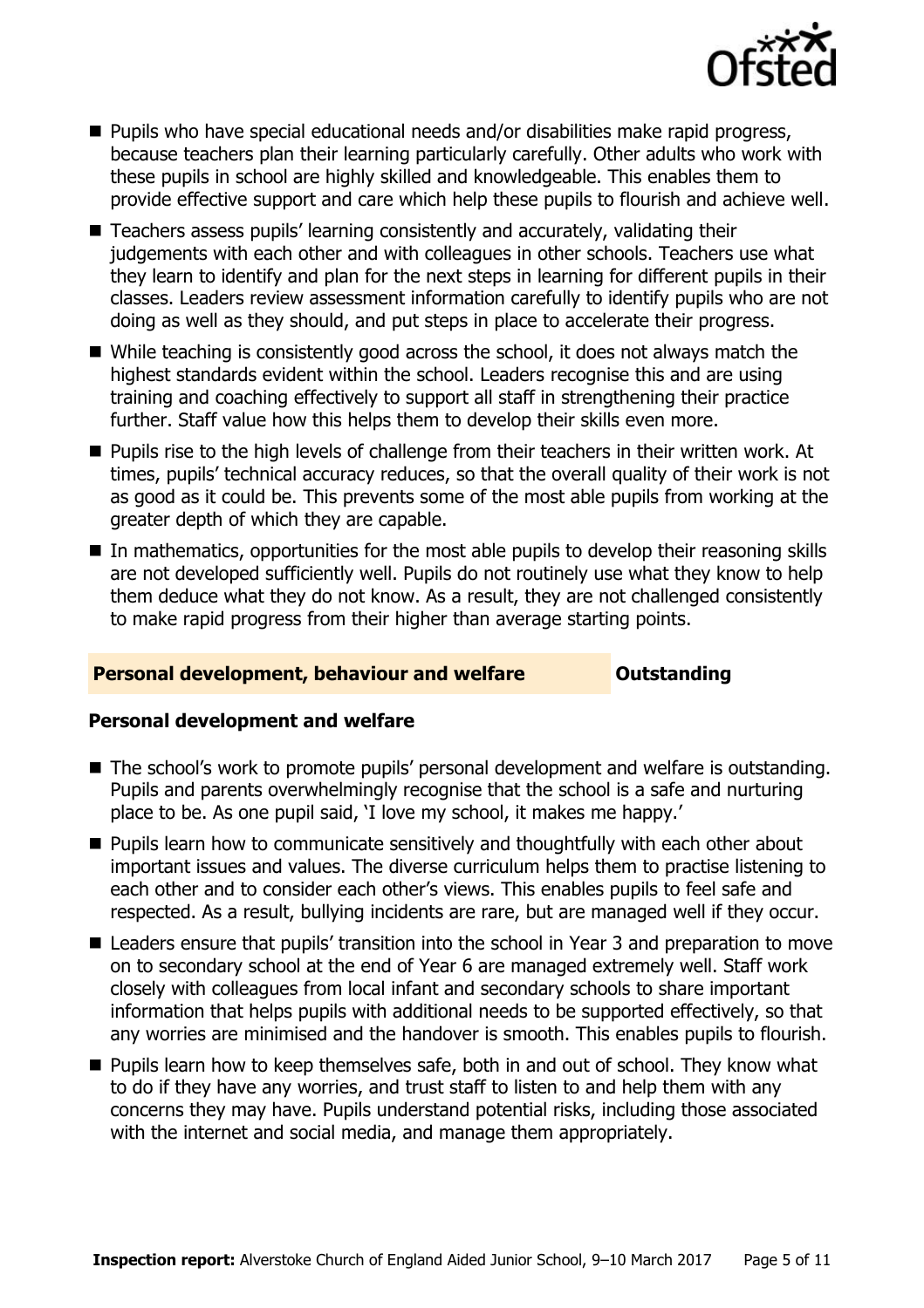- Pupils who have special educational needs and/or disabilities make rapid progress, because teachers plan their learning particularly carefully. Other adults who work with these pupils in school are highly skilled and knowledgeable. This enables them to provide effective support and care which help these pupils to flourish and achieve well.
- Teachers assess pupils' learning consistently and accurately, validating their judgements with each other and with colleagues in other schools. Teachers use what they learn to identify and plan for the next steps in learning for different pupils in their classes. Leaders review assessment information carefully to identify pupils who are not doing as well as they should, and put steps in place to accelerate their progress.
- While teaching is consistently good across the school, it does not always match the highest standards evident within the school. Leaders recognise this and are using training and coaching effectively to support all staff in strengthening their practice further. Staff value how this helps them to develop their skills even more.
- Pupils rise to the high levels of challenge from their teachers in their written work. At times, pupils' technical accuracy reduces, so that the overall quality of their work is not as good as it could be. This prevents some of the most able pupils from working at the greater depth of which they are capable.
- In mathematics, opportunities for the most able pupils to develop their reasoning skills are not developed sufficiently well. Pupils do not routinely use what they know to help them deduce what they do not know. As a result, they are not challenged consistently to make rapid progress from their higher than average starting points.

## Personal development, behaviour and welfare — Outstanding

### Personal development and welfare

- The school's work to promote pupils' personal development and welfare is outstanding. Pupils and parents overwhelmingly recognise that the school is a safe and nurturing place to be. As one pupil said, 'I love my school, it makes me happy.'
- Pupils learn how to communicate sensitively and thoughtfully with each other about important issues and values. The diverse curriculum helps them to practise listening to each other and to consider each other's views. This enables pupils to feel safe and respected. As a result, bullying incidents are rare, but are managed well if they occur.
- Leaders ensure that pupils' transition into the school in Year 3 and preparation to move on to secondary school at the end of Year 6 are managed extremely well. Staff work closely with colleagues from local infant and secondary schools to share important information that helps pupils with additional needs to be supported effectively, so that any worries are minimised and the handover is smooth. This enables pupils to flourish.
- Pupils learn how to keep themselves safe, both in and out of school. They know what to do if they have any worries, and trust staff to listen to and help them with any concerns they may have. Pupils understand potential risks, including those associated with the internet and social media, and manage them appropriately.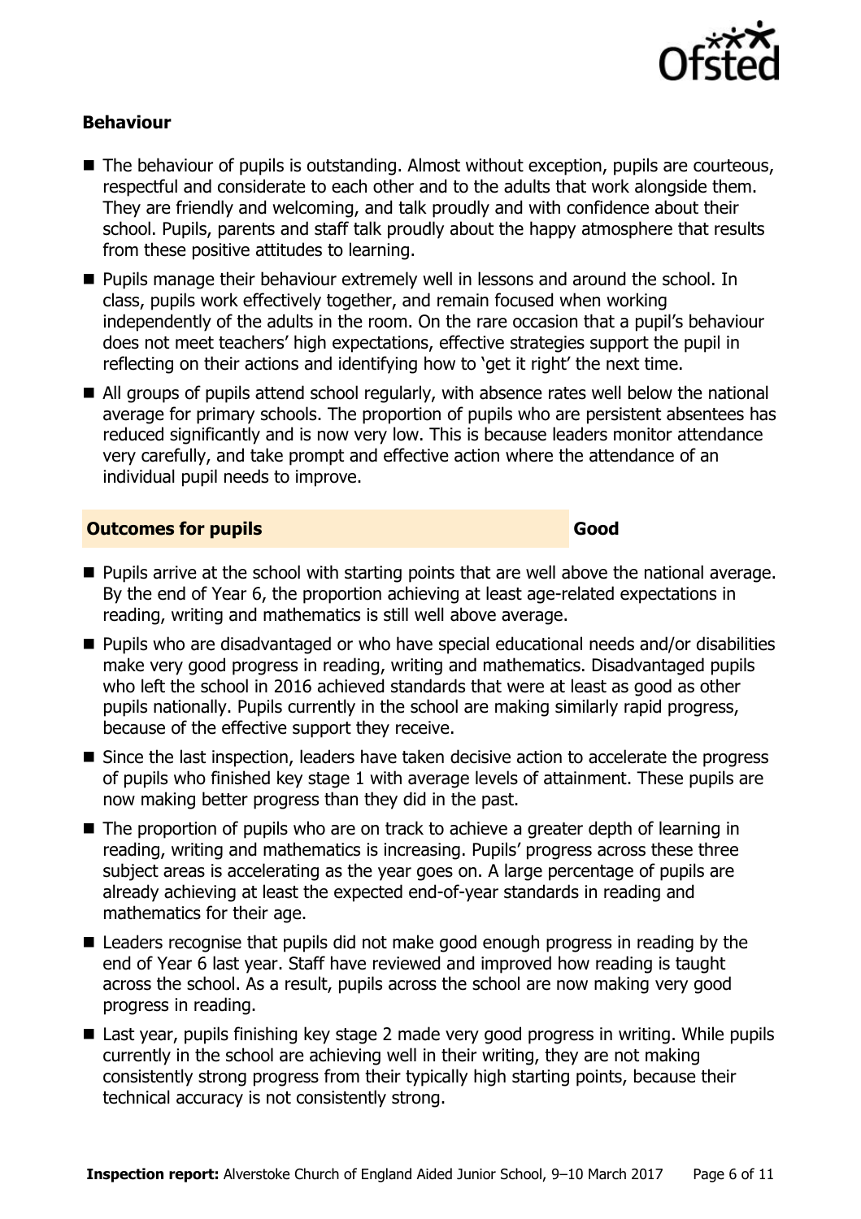### Behaviour

- The behaviour of pupils is outstanding. Almost without exception, pupils are courteous, respectful and considerate to each other and to the adults that work alongside them. They are friendly and welcoming, and talk proudly and with confidence about their school. Pupils, parents and staff talk proudly about the happy atmosphere that results from these positive attitudes to learning.
- Pupils manage their behaviour extremely well in lessons and around the school. In class, pupils work effectively together, and remain focused when working independently of the adults in the room. On the rare occasion that a pupil's behaviour does not meet teachers' high expectations, effective strategies support the pupil in reflecting on their actions and identifying how to 'get it right' the next time.
- All groups of pupils attend school regularly, with absence rates well below the national average for primary schools. The proportion of pupils who are persistent absentees has reduced significantly and is now very low. This is because leaders monitor attendance very carefully, and take prompt and effective action where the attendance of an individual pupil needs to improve.

## Outcomes for pupils — Good

- Pupils arrive at the school with starting points that are well above the national average. By the end of Year 6, the proportion achieving at least age-related expectations in reading, writing and mathematics is still well above average.
- Pupils who are disadvantaged or who have special educational needs and/or disabilities make very good progress in reading, writing and mathematics. Disadvantaged pupils who left the school in 2016 achieved standards that were at least as good as other pupils nationally. Pupils currently in the school are making similarly rapid progress, because of the effective support they receive.
- Since the last inspection, leaders have taken decisive action to accelerate the progress of pupils who finished key stage 1 with average levels of attainment. These pupils are now making better progress than they did in the past.
- The proportion of pupils who are on track to achieve a greater depth of learning in reading, writing and mathematics is increasing. Pupils' progress across these three subject areas is accelerating as the year goes on. A large percentage of pupils are already achieving at least the expected end-of-year standards in reading and mathematics for their age.
- Leaders recognise that pupils did not make good enough progress in reading by the end of Year 6 last year. Staff have reviewed and improved how reading is taught across the school. As a result, pupils across the school are now making very good progress in reading.
- Last year, pupils finishing key stage 2 made very good progress in writing. While pupils currently in the school are achieving well in their writing, they are not making consistently strong progress from their typically high starting points, because their technical accuracy is not consistently strong.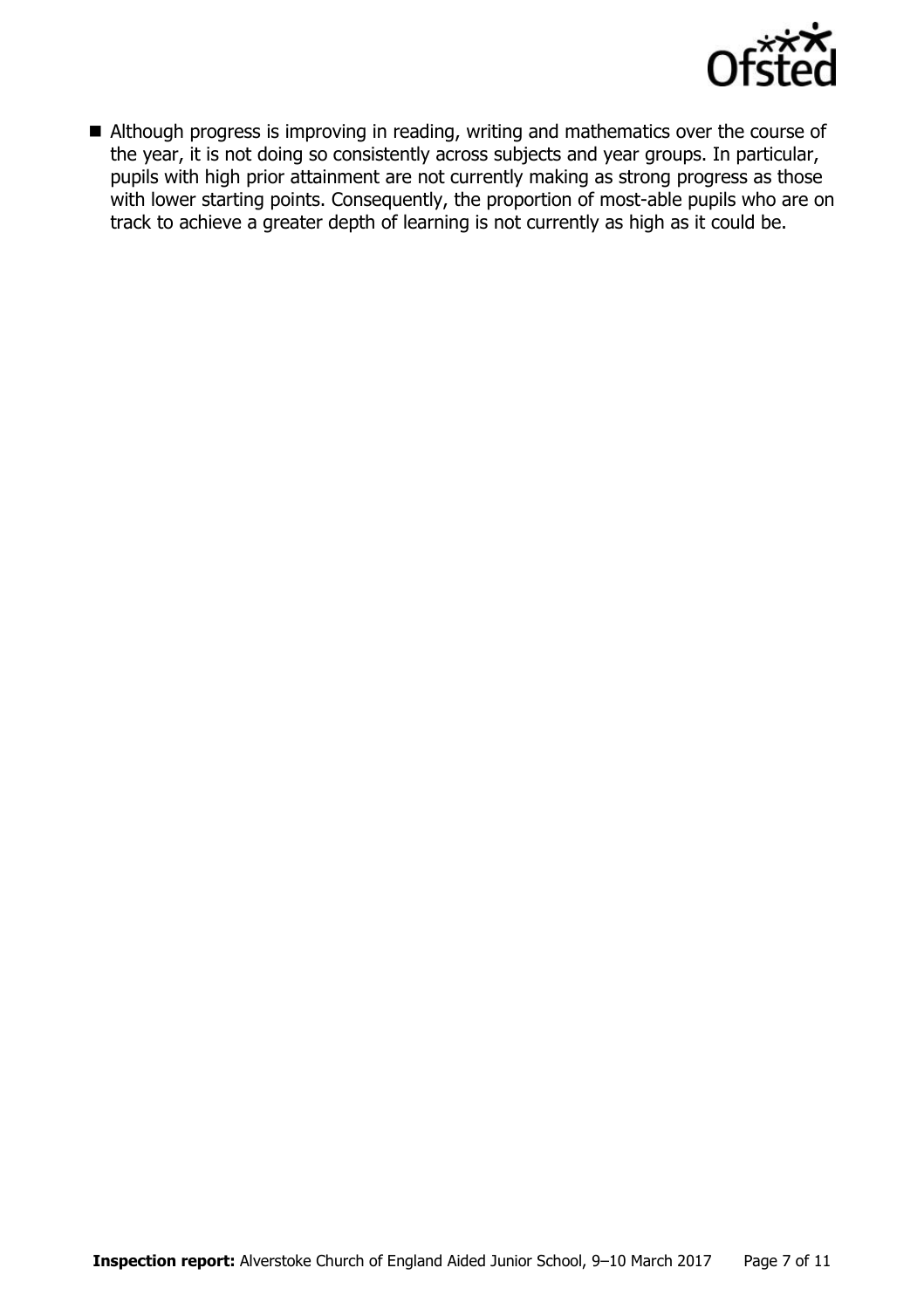- Although progress is improving in reading, writing and mathematics over the course of the year, it is not doing so consistently across subjects and year groups. In particular, pupils with high prior attainment are not currently making as strong progress as those with lower starting points. Consequently, the proportion of most-able pupils who are on track to achieve a greater depth of learning is not currently as high as it could be.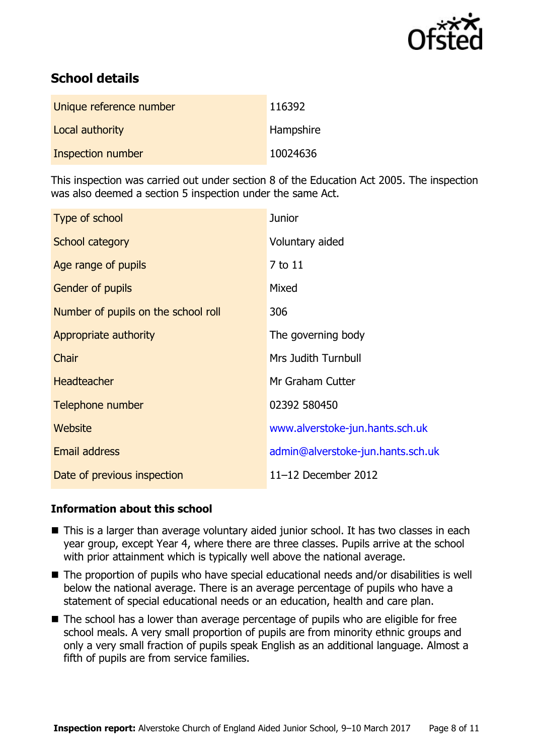## School details

| | |
|---|---|
| Unique reference number | 116392 |
| Local authority | Hampshire |
| Inspection number | 10024636 |

This inspection was carried out under section 8 of the Education Act 2005. The inspection was also deemed a section 5 inspection under the same Act.

| | |
|---|---|
| Type of school | Junior |
| School category | Voluntary aided |
| Age range of pupils | 7 to 11 |
| Gender of pupils | Mixed |
| Number of pupils on the school roll | 306 |
| Appropriate authority | The governing body |
| Chair | Mrs Judith Turnbull |
| Headteacher | Mr Graham Cutter |
| Telephone number | 02392 580450 |
| Website | www.alverstoke-jun.hants.sch.uk |
| Email address | admin@alverstoke-jun.hants.sch.uk |
| Date of previous inspection | 11–12 December 2012 |

### Information about this school

- This is a larger than average voluntary aided junior school. It has two classes in each year group, except Year 4, where there are three classes. Pupils arrive at the school with prior attainment which is typically well above the national average.
- The proportion of pupils who have special educational needs and/or disabilities is well below the national average. There is an average percentage of pupils who have a statement of special educational needs or an education, health and care plan.
- The school has a lower than average percentage of pupils who are eligible for free school meals. A very small proportion of pupils are from minority ethnic groups and only a very small fraction of pupils speak English as an additional language. Almost a fifth of pupils are from service families.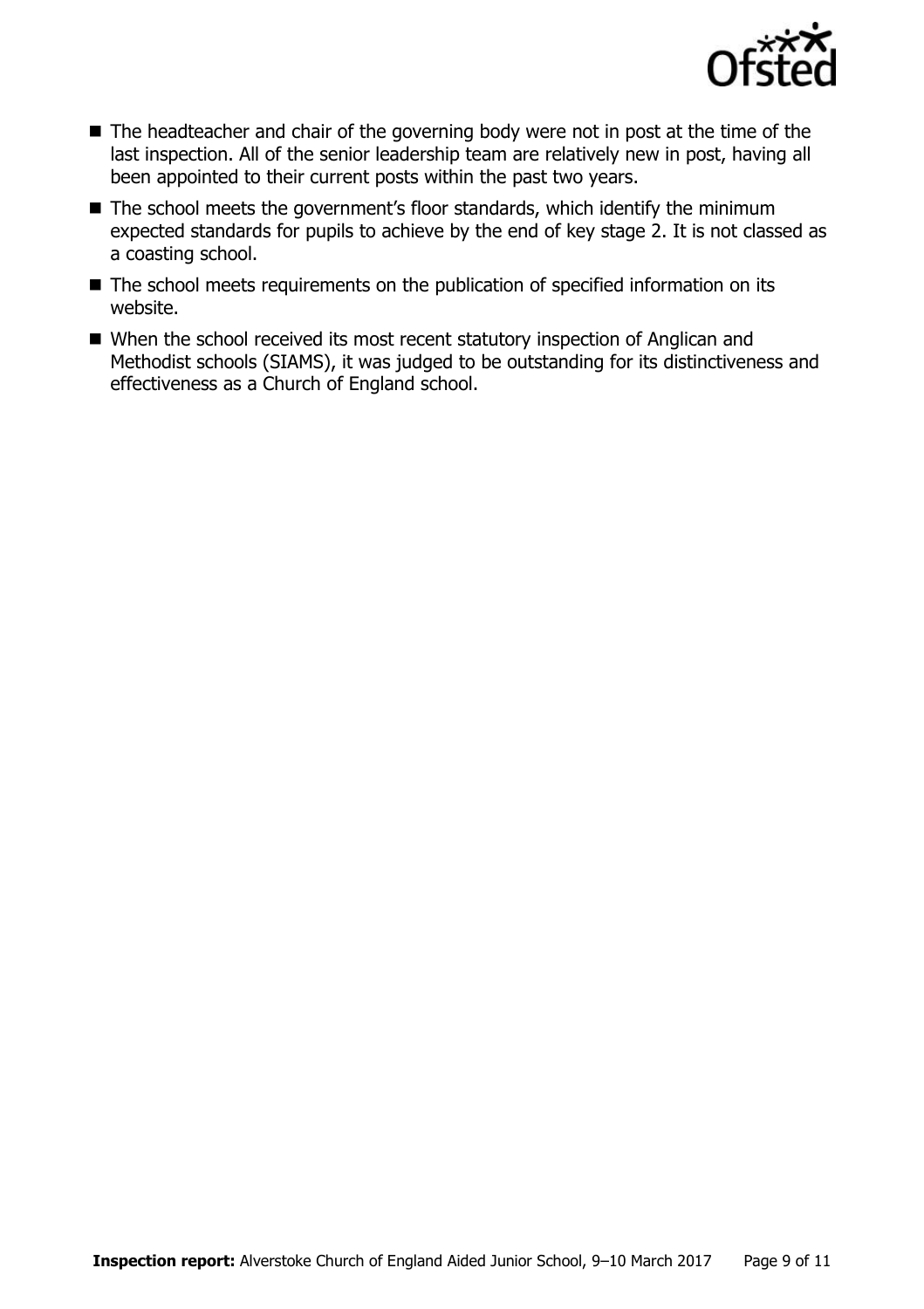- The headteacher and chair of the governing body were not in post at the time of the last inspection. All of the senior leadership team are relatively new in post, having all been appointed to their current posts within the past two years.
- The school meets the government's floor standards, which identify the minimum expected standards for pupils to achieve by the end of key stage 2. It is not classed as a coasting school.
- The school meets requirements on the publication of specified information on its website.
- When the school received its most recent statutory inspection of Anglican and Methodist schools (SIAMS), it was judged to be outstanding for its distinctiveness and effectiveness as a Church of England school.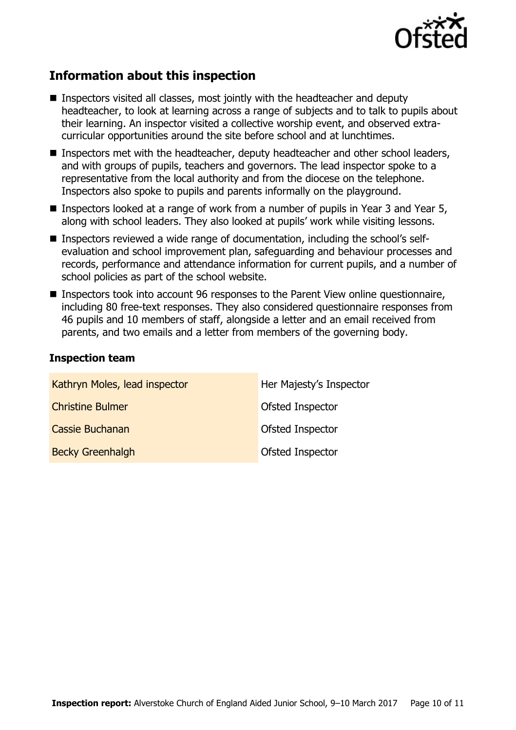## Information about this inspection

- Inspectors visited all classes, most jointly with the headteacher and deputy headteacher, to look at learning across a range of subjects and to talk to pupils about their learning. An inspector visited a collective worship event, and observed extra-curricular opportunities around the site before school and at lunchtimes.
- Inspectors met with the headteacher, deputy headteacher and other school leaders, and with groups of pupils, teachers and governors. The lead inspector spoke to a representative from the local authority and from the diocese on the telephone. Inspectors also spoke to pupils and parents informally on the playground.
- Inspectors looked at a range of work from a number of pupils in Year 3 and Year 5, along with school leaders. They also looked at pupils' work while visiting lessons.
- Inspectors reviewed a wide range of documentation, including the school's self-evaluation and school improvement plan, safeguarding and behaviour processes and records, performance and attendance information for current pupils, and a number of school policies as part of the school website.
- Inspectors took into account 96 responses to the Parent View online questionnaire, including 80 free-text responses. They also considered questionnaire responses from 46 pupils and 10 members of staff, alongside a letter and an email received from parents, and two emails and a letter from members of the governing body.

### Inspection team

| | |
|---|---|
| Kathryn Moles, lead inspector | Her Majesty's Inspector |
| Christine Bulmer | Ofsted Inspector |
| Cassie Buchanan | Ofsted Inspector |
| Becky Greenhalgh | Ofsted Inspector |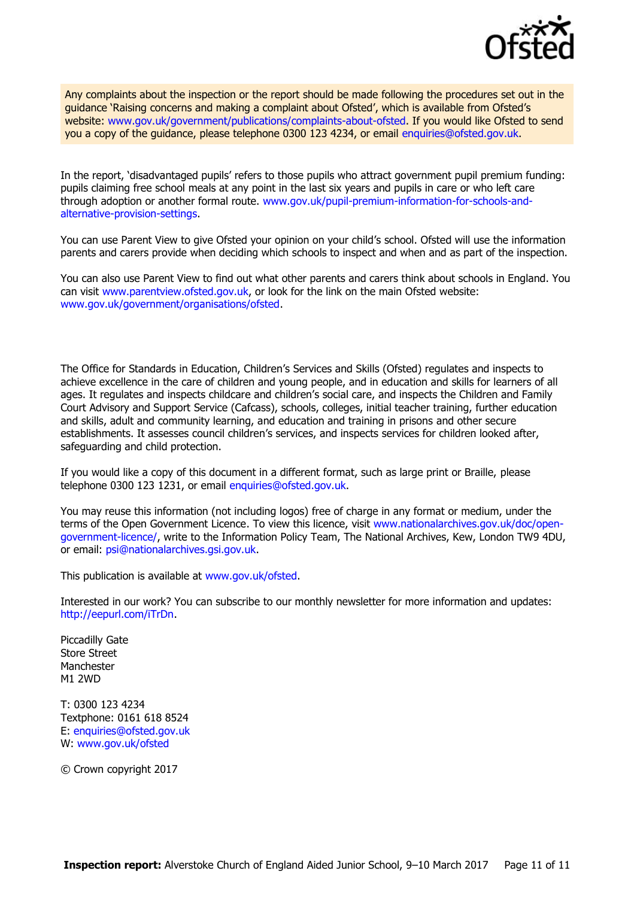Any complaints about the inspection or the report should be made following the procedures set out in the guidance 'Raising concerns and making a complaint about Ofsted', which is available from Ofsted's website: www.gov.uk/government/publications/complaints-about-ofsted. If you would like Ofsted to send you a copy of the guidance, please telephone 0300 123 4234, or email enquiries@ofsted.gov.uk.

In the report, 'disadvantaged pupils' refers to those pupils who attract government pupil premium funding: pupils claiming free school meals at any point in the last six years and pupils in care or who left care through adoption or another formal route. www.gov.uk/pupil-premium-information-for-schools-and-alternative-provision-settings.

You can use Parent View to give Ofsted your opinion on your child's school. Ofsted will use the information parents and carers provide when deciding which schools to inspect and when and as part of the inspection.

You can also use Parent View to find out what other parents and carers think about schools in England. You can visit www.parentview.ofsted.gov.uk, or look for the link on the main Ofsted website: www.gov.uk/government/organisations/ofsted.

The Office for Standards in Education, Children's Services and Skills (Ofsted) regulates and inspects to achieve excellence in the care of children and young people, and in education and skills for learners of all ages. It regulates and inspects childcare and children's social care, and inspects the Children and Family Court Advisory and Support Service (Cafcass), schools, colleges, initial teacher training, further education and skills, adult and community learning, and education and training in prisons and other secure establishments. It assesses council children's services, and inspects services for children looked after, safeguarding and child protection.

If you would like a copy of this document in a different format, such as large print or Braille, please telephone 0300 123 1231, or email enquiries@ofsted.gov.uk.

You may reuse this information (not including logos) free of charge in any format or medium, under the terms of the Open Government Licence. To view this licence, visit www.nationalarchives.gov.uk/doc/open-government-licence/, write to the Information Policy Team, The National Archives, Kew, London TW9 4DU, or email: psi@nationalarchives.gsi.gov.uk.

This publication is available at www.gov.uk/ofsted.

Interested in our work? You can subscribe to our monthly newsletter for more information and updates: http://eepurl.com/iTrDn.

Piccadilly Gate
Store Street
Manchester
M1 2WD

T: 0300 123 4234
Textphone: 0161 618 8524
E: enquiries@ofsted.gov.uk
W: www.gov.uk/ofsted

© Crown copyright 2017